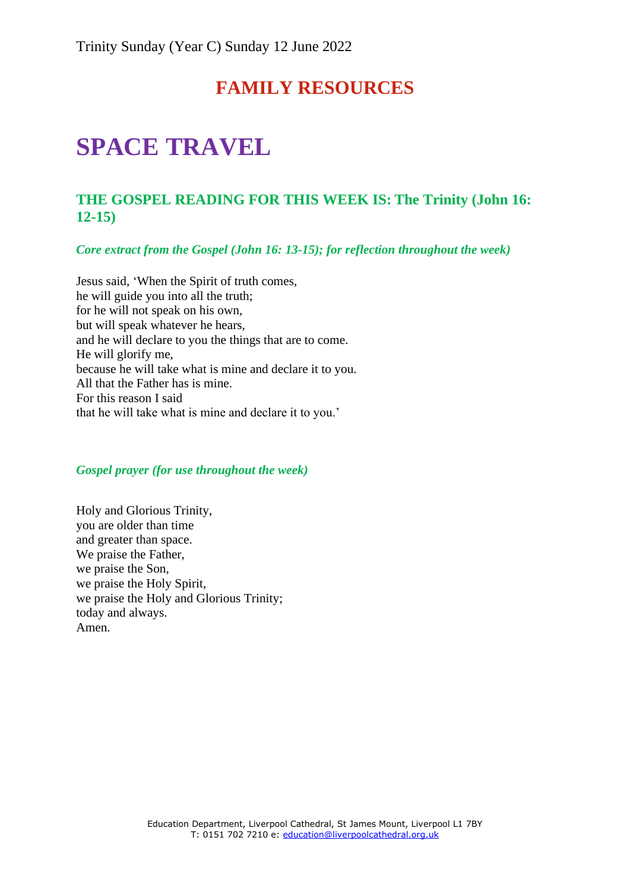Trinity Sunday (Year C) Sunday 12 June 2022

## FAMILY RESOURCES

# SPACE TRAVEL

### THE GOSPEL READING FOR THIS WEEK IS: The Trinity (John 16: 12-15)

***Core extract from the Gospel (John 16: 13-15); for reflection throughout the week)***

Jesus said, 'When the Spirit of truth comes,
he will guide you into all the truth;
for he will not speak on his own,
but will speak whatever he hears,
and he will declare to you the things that are to come.
He will glorify me,
because he will take what is mine and declare it to you.
All that the Father has is mine.
For this reason I said
that he will take what is mine and declare it to you.'

***Gospel prayer (for use throughout the week)***

Holy and Glorious Trinity,
you are older than time
and greater than space.
We praise the Father,
we praise the Son,
we praise the Holy Spirit,
we praise the Holy and Glorious Trinity;
today and always.
Amen.

Education Department, Liverpool Cathedral, St James Mount, Liverpool L1 7BY
T: 0151 702 7210 e: education@liverpoolcathedral.org.uk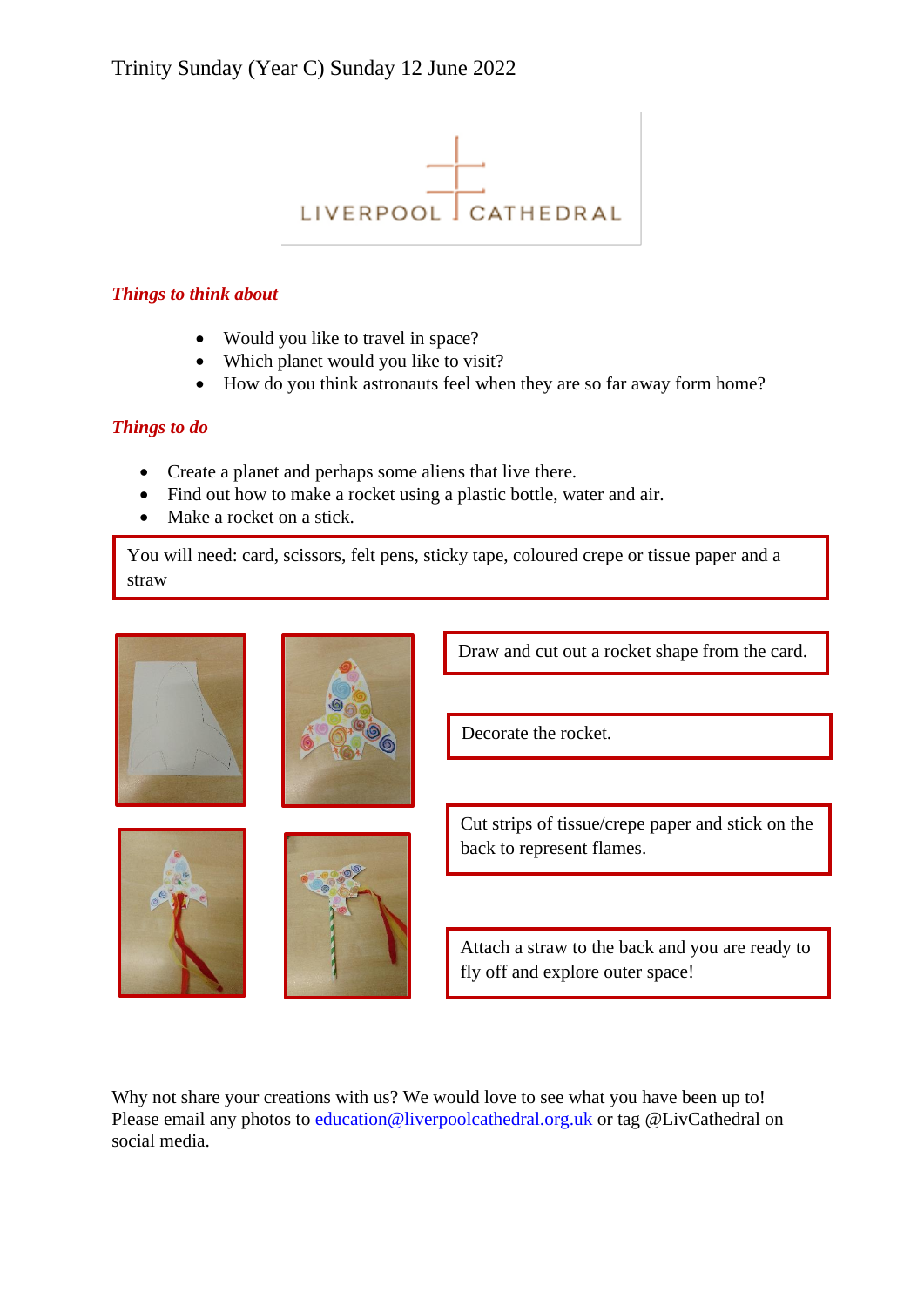Trinity Sunday (Year C) Sunday 12 June 2022

LIVERPOOL CATHEDRAL

### *Things to think about*

- Would you like to travel in space?
- Which planet would you like to visit?
- How do you think astronauts feel when they are so far away form home?

### *Things to do*

- Create a planet and perhaps some aliens that live there.
- Find out how to make a rocket using a plastic bottle, water and air.
- Make a rocket on a stick.

You will need: card, scissors, felt pens, sticky tape, coloured crepe or tissue paper and a straw

Draw and cut out a rocket shape from the card.

Decorate the rocket.

Cut strips of tissue/crepe paper and stick on the back to represent flames.

Attach a straw to the back and you are ready to fly off and explore outer space!

Why not share your creations with us? We would love to see what you have been up to! Please email any photos to education@liverpoolcathedral.org.uk or tag @LivCathedral on social media.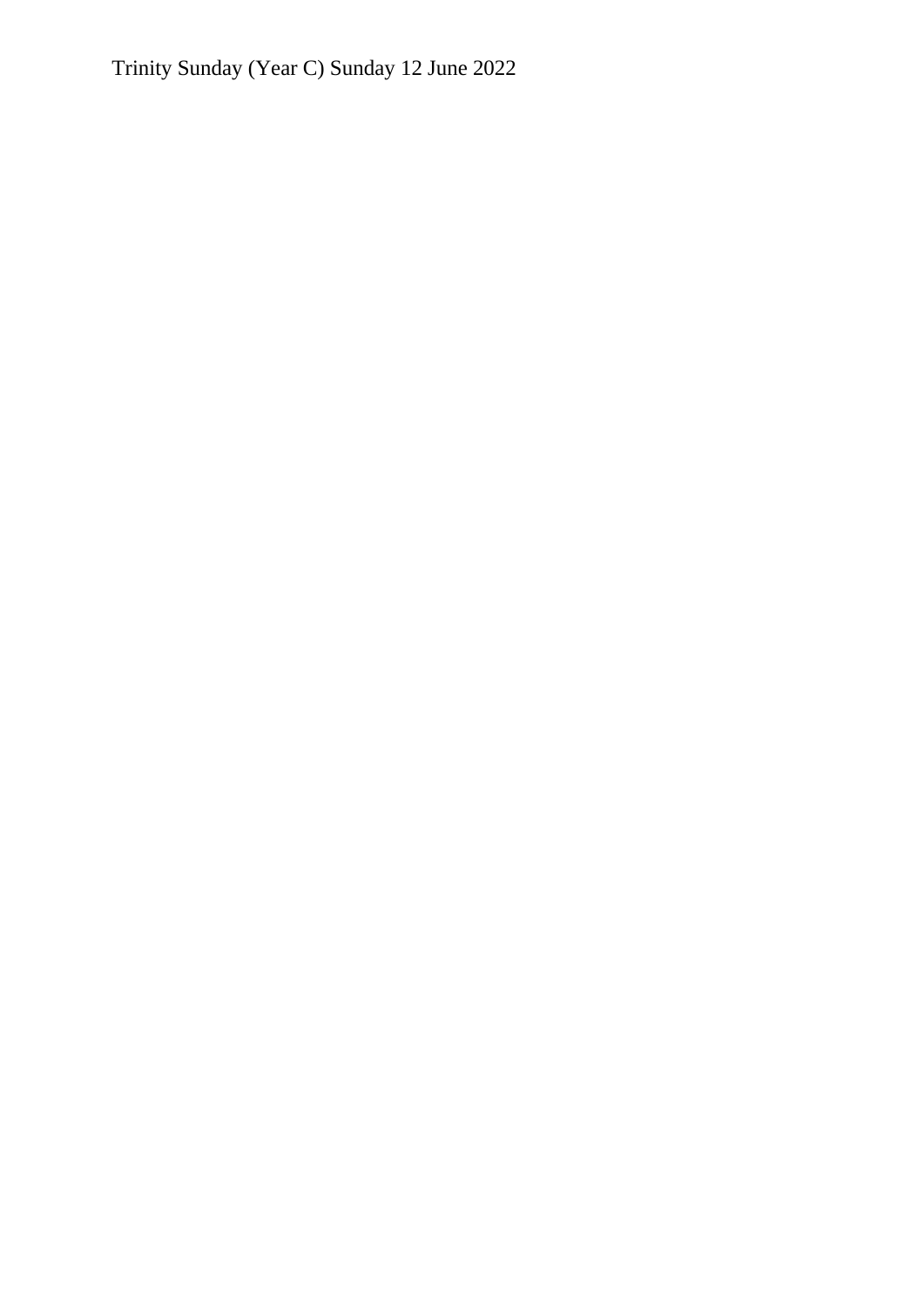Trinity Sunday (Year C) Sunday 12 June 2022